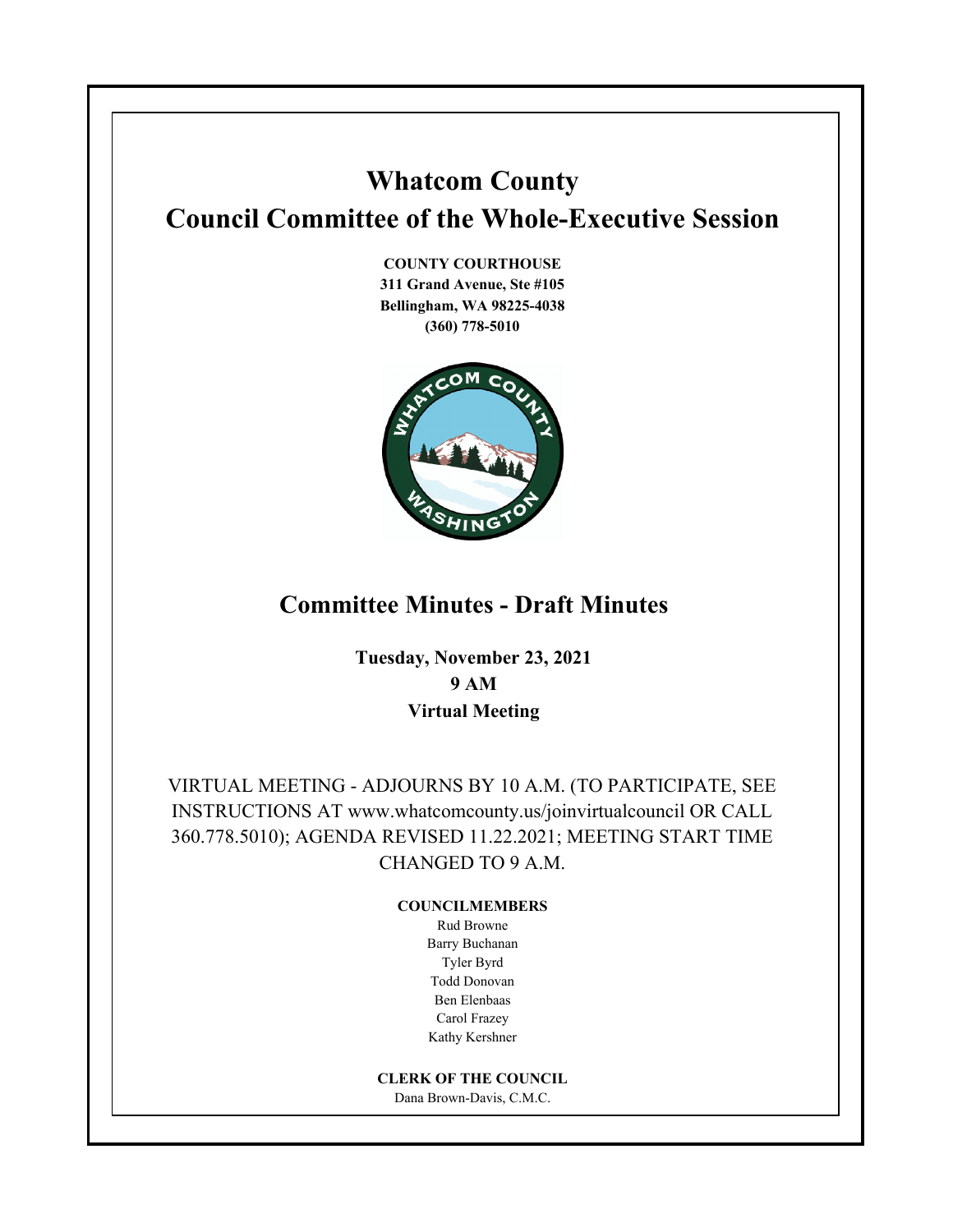# Whatcom County
# Council Committee of the Whole-Executive Session

**COUNTY COURTHOUSE**
**311 Grand Avenue, Ste #105**
**Bellingham, WA 98225-4038**
**(360) 778-5010**

## Committee Minutes - Draft Minutes

**Tuesday, November 23, 2021**
**9 AM**
**Virtual Meeting**

VIRTUAL MEETING - ADJOURNS BY 10 A.M. (TO PARTICIPATE, SEE INSTRUCTIONS AT www.whatcomcounty.us/joinvirtualcouncil OR CALL 360.778.5010); AGENDA REVISED 11.22.2021; MEETING START TIME CHANGED TO 9 A.M.

**COUNCILMEMBERS**

Rud Browne
Barry Buchanan
Tyler Byrd
Todd Donovan
Ben Elenbaas
Carol Frazey
Kathy Kershner

**CLERK OF THE COUNCIL**

Dana Brown-Davis, C.M.C.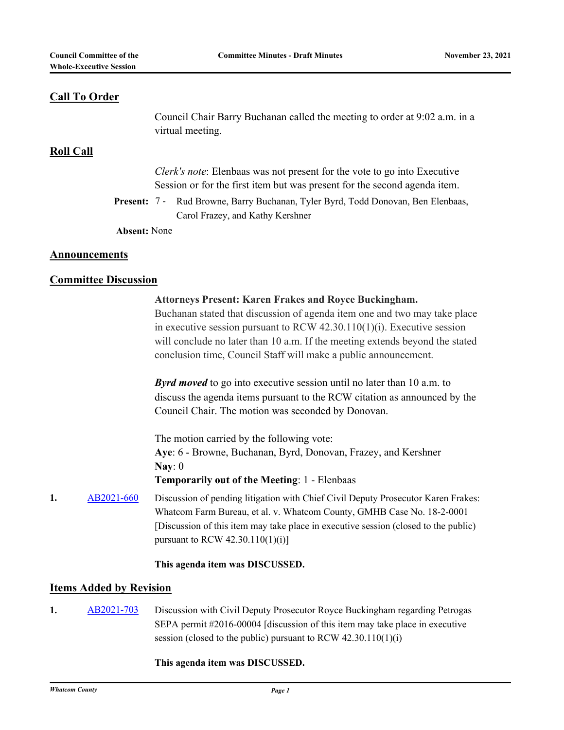## Call To Order

Council Chair Barry Buchanan called the meeting to order at 9:02 a.m. in a virtual meeting.

## Roll Call

*Clerk's note*: Elenbaas was not present for the vote to go into Executive Session or for the first item but was present for the second agenda item.

**Present:** 7 - Rud Browne, Barry Buchanan, Tyler Byrd, Todd Donovan, Ben Elenbaas, Carol Frazey, and Kathy Kershner

**Absent:** None

## Announcements

## Committee Discussion

**Attorneys Present: Karen Frakes and Royce Buckingham.**

Buchanan stated that discussion of agenda item one and two may take place in executive session pursuant to RCW 42.30.110(1)(i). Executive session will conclude no later than 10 a.m. If the meeting extends beyond the stated conclusion time, Council Staff will make a public announcement.

***Byrd moved*** to go into executive session until no later than 10 a.m. to discuss the agenda items pursuant to the RCW citation as announced by the Council Chair. The motion was seconded by Donovan.

The motion carried by the following vote:

**Aye**: 6 - Browne, Buchanan, Byrd, Donovan, Frazey, and Kershner

**Nay**: 0

**Temporarily out of the Meeting**: 1 - Elenbaas

**1.** AB2021-660 Discussion of pending litigation with Chief Civil Deputy Prosecutor Karen Frakes: Whatcom Farm Bureau, et al. v. Whatcom County, GMHB Case No. 18-2-0001 [Discussion of this item may take place in executive session (closed to the public) pursuant to RCW 42.30.110(1)(i)]

**This agenda item was DISCUSSED.**

## Items Added by Revision

**1.** AB2021-703 Discussion with Civil Deputy Prosecutor Royce Buckingham regarding Petrogas SEPA permit #2016-00004 [discussion of this item may take place in executive session (closed to the public) pursuant to RCW 42.30.110(1)(i)

**This agenda item was DISCUSSED.**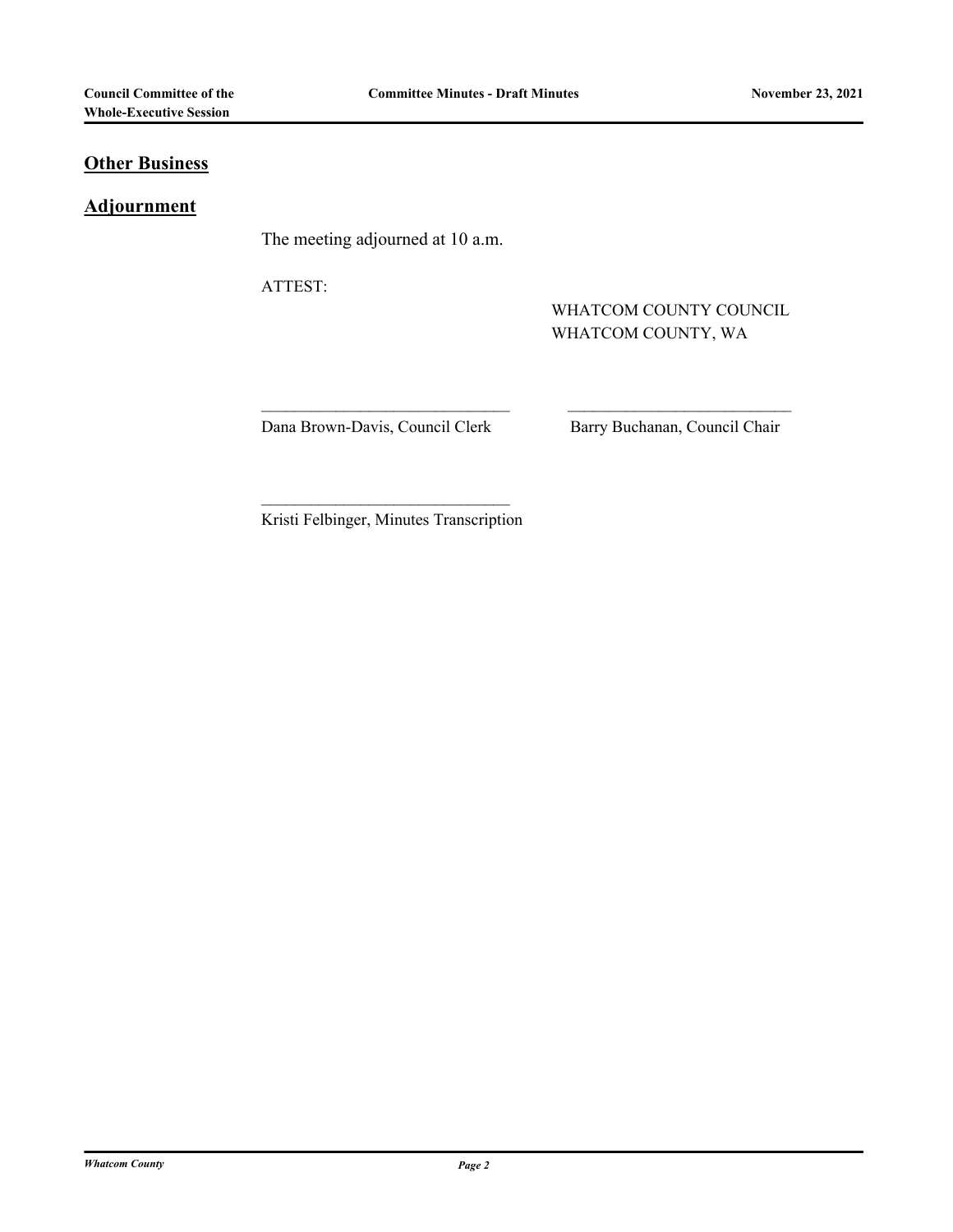## Other Business

## Adjournment

The meeting adjourned at 10 a.m.

ATTEST:

WHATCOM COUNTY COUNCIL
WHATCOM COUNTY, WA

______________________________ ______________________________

Dana Brown-Davis, Council Clerk Barry Buchanan, Council Chair

______________________________

Kristi Felbinger, Minutes Transcription